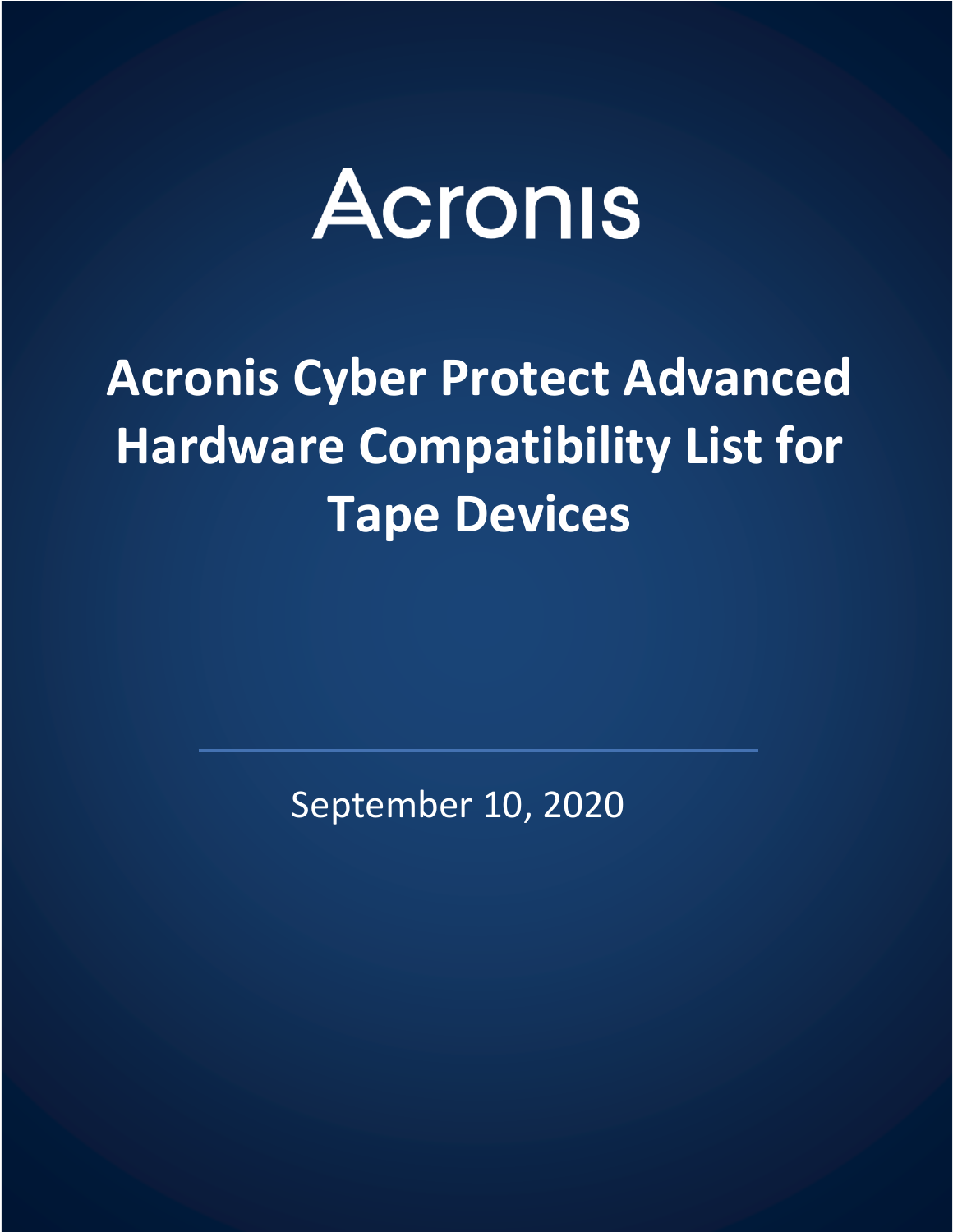Acronis

# Acronis Cyber Protect Advanced Hardware Compatibility List for Tape Devices

September 10, 2020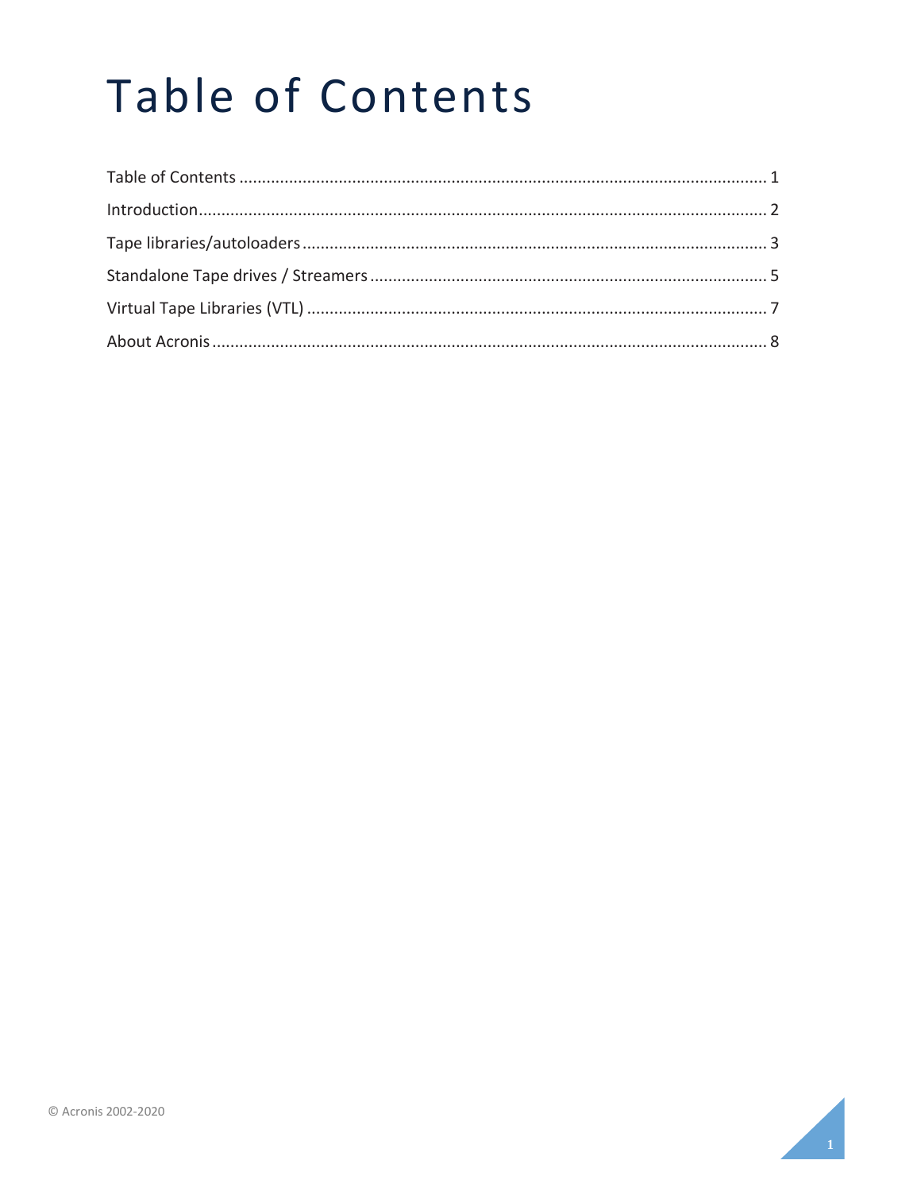# Table of Contents

Table of Contents ........................................................................................................................ 1

Introduction.................................................................................................................................. 2

Tape libraries/autoloaders ........................................................................................................... 3

Standalone Tape drives / Streamers ............................................................................................. 5

Virtual Tape Libraries (VTL) ......................................................................................................... 7

About Acronis ............................................................................................................................... 8

© Acronis 2002-2020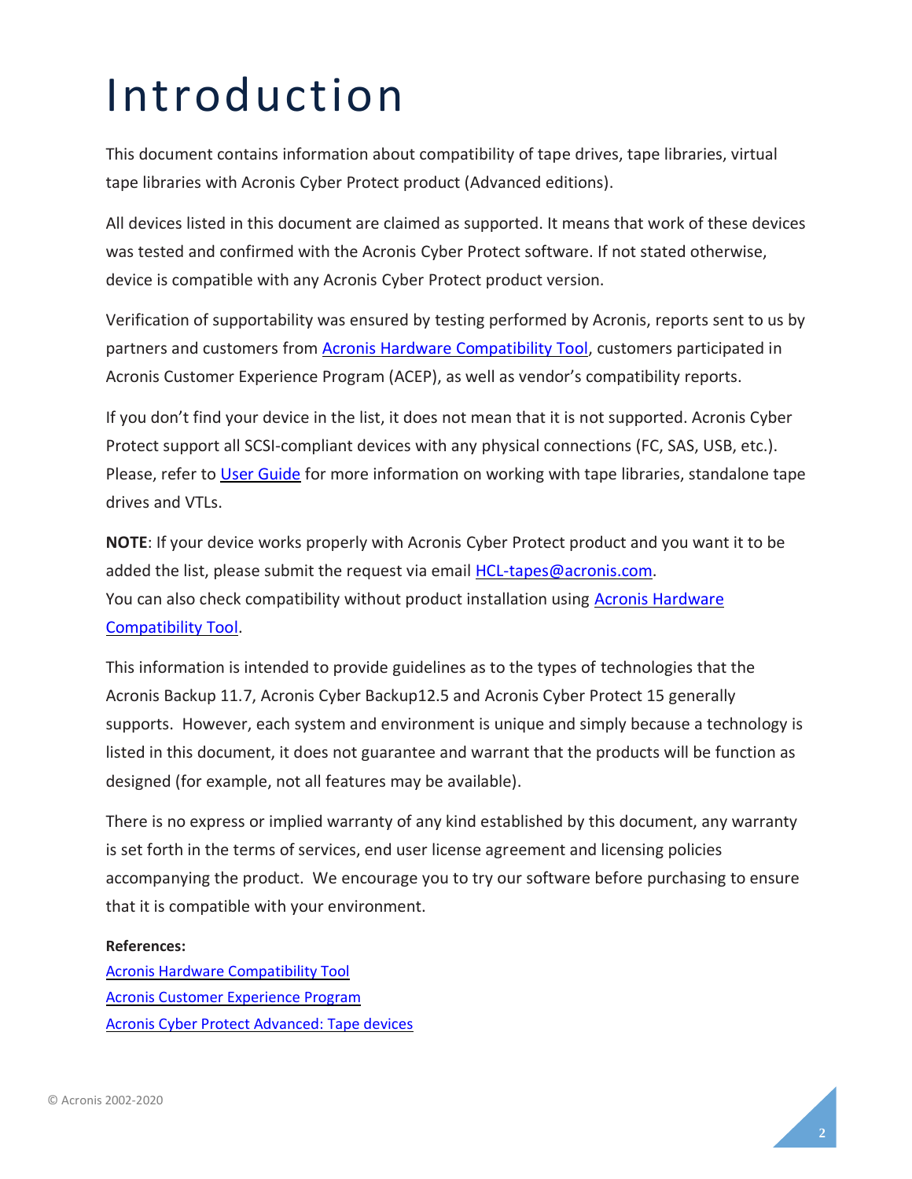# Introduction

This document contains information about compatibility of tape drives, tape libraries, virtual tape libraries with Acronis Cyber Protect product (Advanced editions).

All devices listed in this document are claimed as supported. It means that work of these devices was tested and confirmed with the Acronis Cyber Protect software. If not stated otherwise, device is compatible with any Acronis Cyber Protect product version.

Verification of supportability was ensured by testing performed by Acronis, reports sent to us by partners and customers from Acronis Hardware Compatibility Tool, customers participated in Acronis Customer Experience Program (ACEP), as well as vendor's compatibility reports.

If you don't find your device in the list, it does not mean that it is not supported. Acronis Cyber Protect support all SCSI-compliant devices with any physical connections (FC, SAS, USB, etc.). Please, refer to User Guide for more information on working with tape libraries, standalone tape drives and VTLs.

**NOTE**: If your device works properly with Acronis Cyber Protect product and you want it to be added the list, please submit the request via email HCL-tapes@acronis.com.
You can also check compatibility without product installation using Acronis Hardware Compatibility Tool.

This information is intended to provide guidelines as to the types of technologies that the Acronis Backup 11.7, Acronis Cyber Backup12.5 and Acronis Cyber Protect 15 generally supports. However, each system and environment is unique and simply because a technology is listed in this document, it does not guarantee and warrant that the products will be function as designed (for example, not all features may be available).

There is no express or implied warranty of any kind established by this document, any warranty is set forth in the terms of services, end user license agreement and licensing policies accompanying the product. We encourage you to try our software before purchasing to ensure that it is compatible with your environment.

**References:**
Acronis Hardware Compatibility Tool
Acronis Customer Experience Program
Acronis Cyber Protect Advanced: Tape devices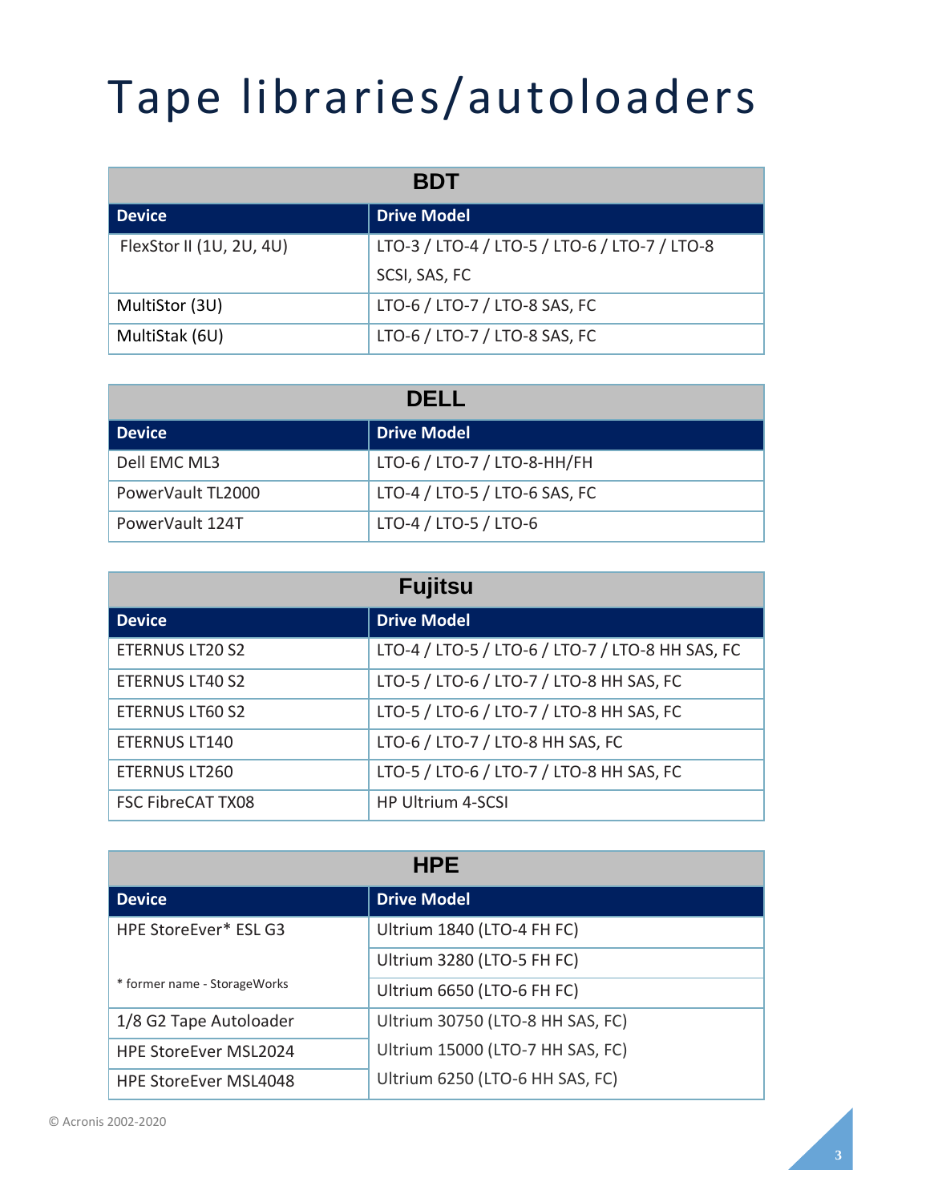# Tape libraries/autoloaders

| BDT | |
|---|---|
| **Device** | **Drive Model** |
| FlexStor II (1U, 2U, 4U) | LTO-3 / LTO-4 / LTO-5 / LTO-6 / LTO-7 / LTO-8 SCSI, SAS, FC |
| MultiStor (3U) | LTO-6 / LTO-7 / LTO-8 SAS, FC |
| MultiStak (6U) | LTO-6 / LTO-7 / LTO-8 SAS, FC |

| DELL | |
|---|---|
| **Device** | **Drive Model** |
| Dell EMC ML3 | LTO-6 / LTO-7 / LTO-8-HH/FH |
| PowerVault TL2000 | LTO-4 / LTO-5 / LTO-6 SAS, FC |
| PowerVault 124T | LTO-4 / LTO-5 / LTO-6 |

| Fujitsu | |
|---|---|
| **Device** | **Drive Model** |
| ETERNUS LT20 S2 | LTO-4 / LTO-5 / LTO-6 / LTO-7 / LTO-8 HH SAS, FC |
| ETERNUS LT40 S2 | LTO-5 / LTO-6 / LTO-7 / LTO-8 HH SAS, FC |
| ETERNUS LT60 S2 | LTO-5 / LTO-6 / LTO-7 / LTO-8 HH SAS, FC |
| ETERNUS LT140 | LTO-6 / LTO-7 / LTO-8 HH SAS, FC |
| ETERNUS LT260 | LTO-5 / LTO-6 / LTO-7 / LTO-8 HH SAS, FC |
| FSC FibreCAT TX08 | HP Ultrium 4-SCSI |

| HPE | |
|---|---|
| **Device** | **Drive Model** |
| HPE StoreEver* ESL G3<br><br>* former name - StorageWorks | Ultrium 1840 (LTO-4 FH FC)<br>Ultrium 3280 (LTO-5 FH FC)<br>Ultrium 6650 (LTO-6 FH FC) |
| 1/8 G2 Tape Autoloader | Ultrium 30750 (LTO-8 HH SAS, FC)<br>Ultrium 15000 (LTO-7 HH SAS, FC)<br>Ultrium 6250 (LTO-6 HH SAS, FC) |
| HPE StoreEver MSL2024 | |
| HPE StoreEver MSL4048 | |

© Acronis 2002-2020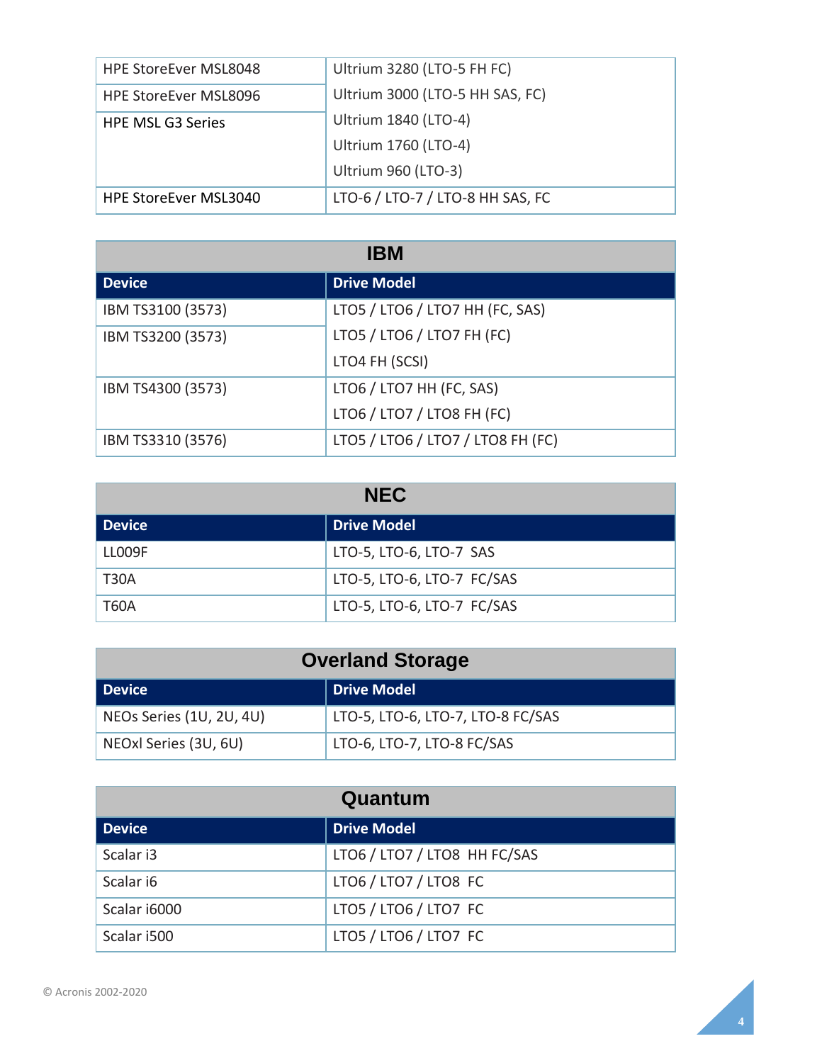| | |
|---|---|
| HPE StoreEver MSL8048 | Ultrium 3280 (LTO-5 FH FC) |
| HPE StoreEver MSL8096 | Ultrium 3000 (LTO-5 HH SAS, FC) |
| HPE MSL G3 Series | Ultrium 1840 (LTO-4) |
| | Ultrium 1760 (LTO-4) |
| | Ultrium 960 (LTO-3) |
| HPE StoreEver MSL3040 | LTO-6 / LTO-7 / LTO-8 HH SAS, FC |

| IBM | |
|---|---|
| **Device** | **Drive Model** |
| IBM TS3100 (3573) | LTO5 / LTO6 / LTO7 HH (FC, SAS) |
| IBM TS3200 (3573) | LTO5 / LTO6 / LTO7 FH (FC) |
| | LTO4 FH (SCSI) |
| IBM TS4300 (3573) | LTO6 / LTO7 HH (FC, SAS) |
| | LTO6 / LTO7 / LTO8 FH (FC) |
| IBM TS3310 (3576) | LTO5 / LTO6 / LTO7 / LTO8 FH (FC) |

| NEC | |
|---|---|
| **Device** | **Drive Model** |
| LL009F | LTO-5, LTO-6, LTO-7 SAS |
| T30A | LTO-5, LTO-6, LTO-7 FC/SAS |
| T60A | LTO-5, LTO-6, LTO-7 FC/SAS |

| Overland Storage | |
|---|---|
| **Device** | **Drive Model** |
| NEOs Series (1U, 2U, 4U) | LTO-5, LTO-6, LTO-7, LTO-8 FC/SAS |
| NEOxl Series (3U, 6U) | LTO-6, LTO-7, LTO-8 FC/SAS |

| Quantum | |
|---|---|
| **Device** | **Drive Model** |
| Scalar i3 | LTO6 / LTO7 / LTO8 HH FC/SAS |
| Scalar i6 | LTO6 / LTO7 / LTO8 FC |
| Scalar i6000 | LTO5 / LTO6 / LTO7 FC |
| Scalar i500 | LTO5 / LTO6 / LTO7 FC |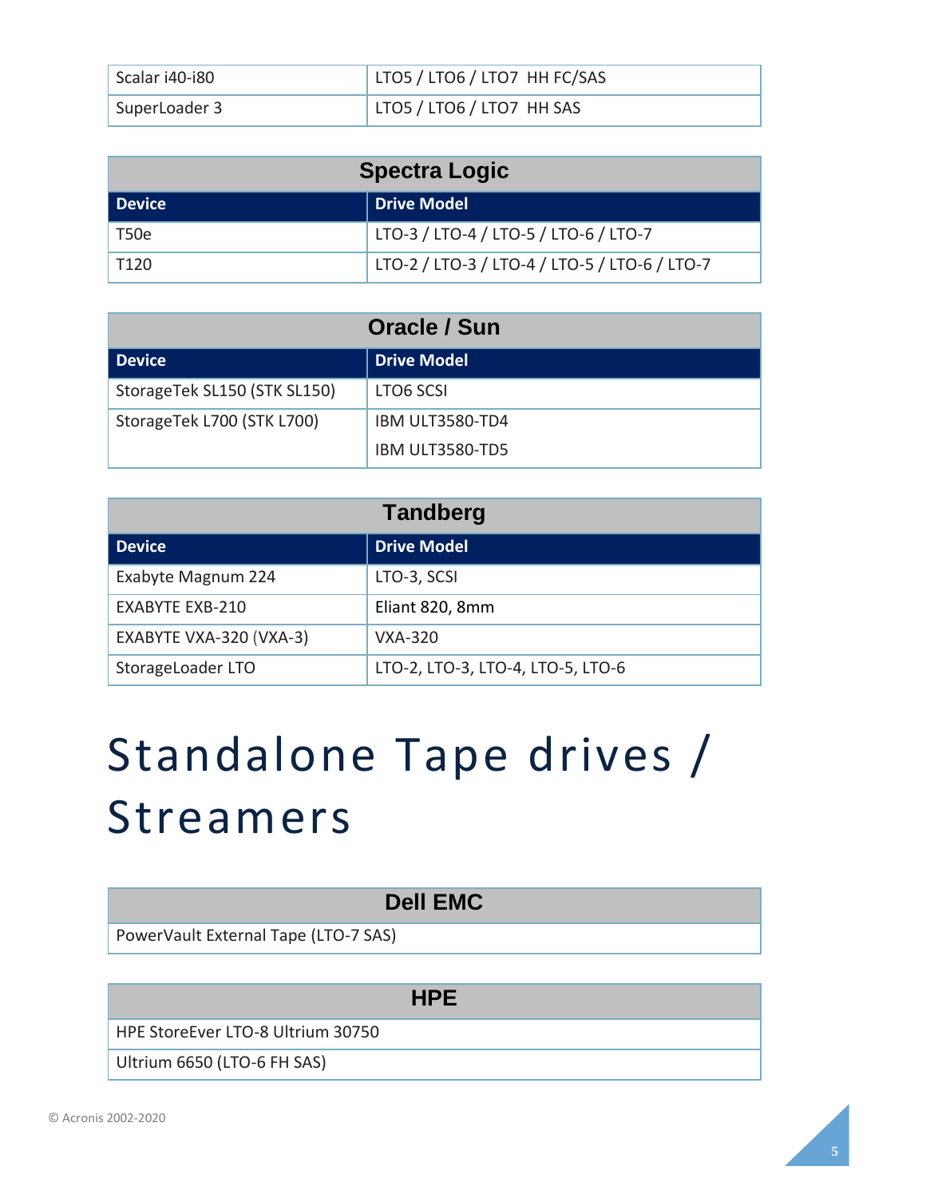| Scalar i40-i80 | LTO5 / LTO6 / LTO7 HH FC/SAS |
|---|---|
| SuperLoader 3 | LTO5 / LTO6 / LTO7 HH SAS |

| Spectra Logic | |
|---|---|
| **Device** | **Drive Model** |
| T50e | LTO-3 / LTO-4 / LTO-5 / LTO-6 / LTO-7 |
| T120 | LTO-2 / LTO-3 / LTO-4 / LTO-5 / LTO-6 / LTO-7 |

| Oracle / Sun | |
|---|---|
| **Device** | **Drive Model** |
| StorageTek SL150 (STK SL150) | LTO6 SCSI |
| StorageTek L700 (STK L700) | IBM ULT3580-TD4<br>IBM ULT3580-TD5 |

| Tandberg | |
|---|---|
| **Device** | **Drive Model** |
| Exabyte Magnum 224 | LTO-3, SCSI |
| EXABYTE EXB-210 | Eliant 820, 8mm |
| EXABYTE VXA-320 (VXA-3) | VXA-320 |
| StorageLoader LTO | LTO-2, LTO-3, LTO-4, LTO-5, LTO-6 |

# Standalone Tape drives / Streamers

| Dell EMC |
|---|
| PowerVault External Tape (LTO-7 SAS) |

| HPE |
|---|
| HPE StoreEver LTO-8 Ultrium 30750 |
| Ultrium 6650 (LTO-6 FH SAS) |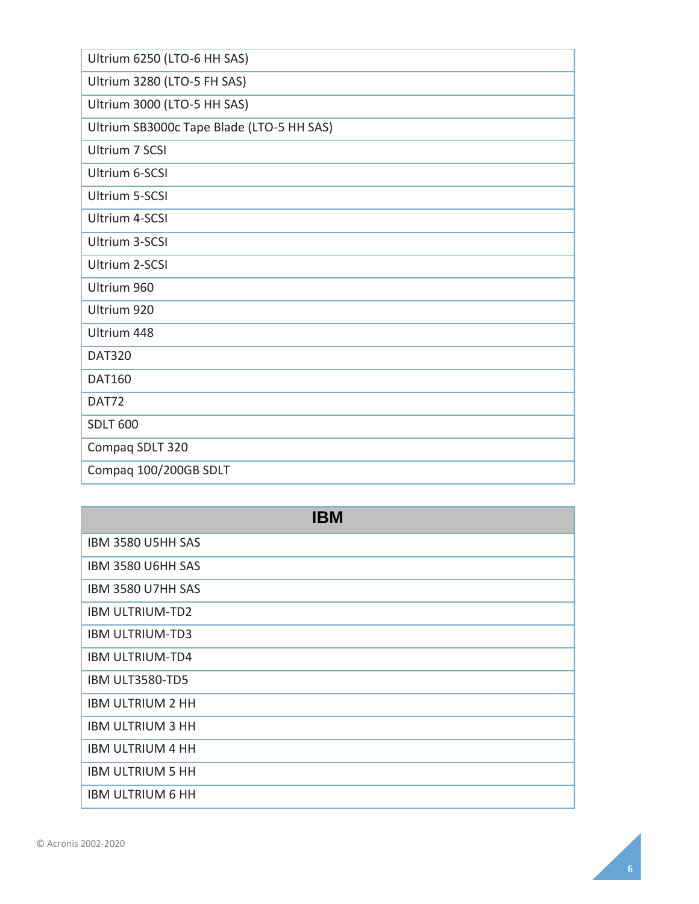| |
|---|
| Ultrium 6250 (LTO-6 HH SAS) |
| Ultrium 3280 (LTO-5 FH SAS) |
| Ultrium 3000 (LTO-5 HH SAS) |
| Ultrium SB3000c Tape Blade (LTO-5 HH SAS) |
| Ultrium 7 SCSI |
| Ultrium 6-SCSI |
| Ultrium 5-SCSI |
| Ultrium 4-SCSI |
| Ultrium 3-SCSI |
| Ultrium 2-SCSI |
| Ultrium 960 |
| Ultrium 920 |
| Ultrium 448 |
| DAT320 |
| DAT160 |
| DAT72 |
| SDLT 600 |
| Compaq SDLT 320 |
| Compaq 100/200GB SDLT |

| IBM |
|---|
| IBM 3580 U5HH SAS |
| IBM 3580 U6HH SAS |
| IBM 3580 U7HH SAS |
| IBM ULTRIUM-TD2 |
| IBM ULTRIUM-TD3 |
| IBM ULTRIUM-TD4 |
| IBM ULT3580-TD5 |
| IBM ULTRIUM 2 HH |
| IBM ULTRIUM 3 HH |
| IBM ULTRIUM 4 HH |
| IBM ULTRIUM 5 HH |
| IBM ULTRIUM 6 HH |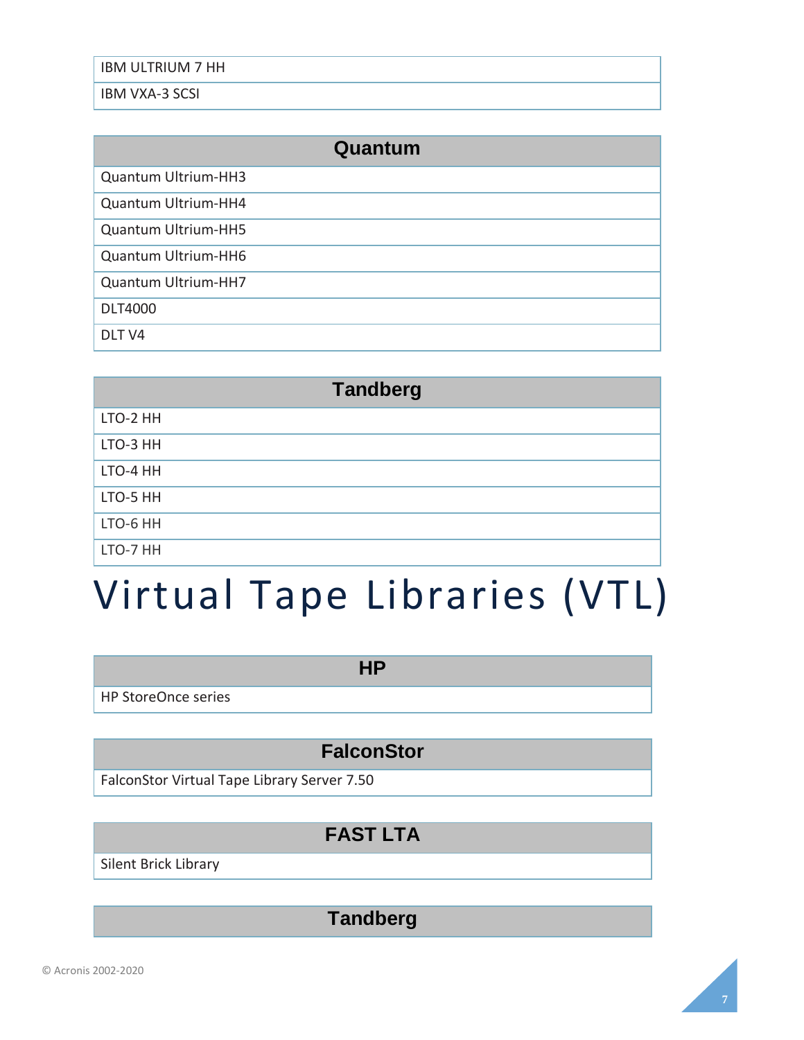| IBM ULTRIUM 7 HH |
| --- |
| IBM VXA-3 SCSI |

| Quantum |
| --- |
| Quantum Ultrium-HH3 |
| Quantum Ultrium-HH4 |
| Quantum Ultrium-HH5 |
| Quantum Ultrium-HH6 |
| Quantum Ultrium-HH7 |
| DLT4000 |
| DLT V4 |

| Tandberg |
| --- |
| LTO-2 HH |
| LTO-3 HH |
| LTO-4 HH |
| LTO-5 HH |
| LTO-6 HH |
| LTO-7 HH |

# Virtual Tape Libraries (VTL)

| HP |
| --- |
| HP StoreOnce series |

| FalconStor |
| --- |
| FalconStor Virtual Tape Library Server 7.50 |

| FAST LTA |
| --- |
| Silent Brick Library |

| Tandberg |
| --- |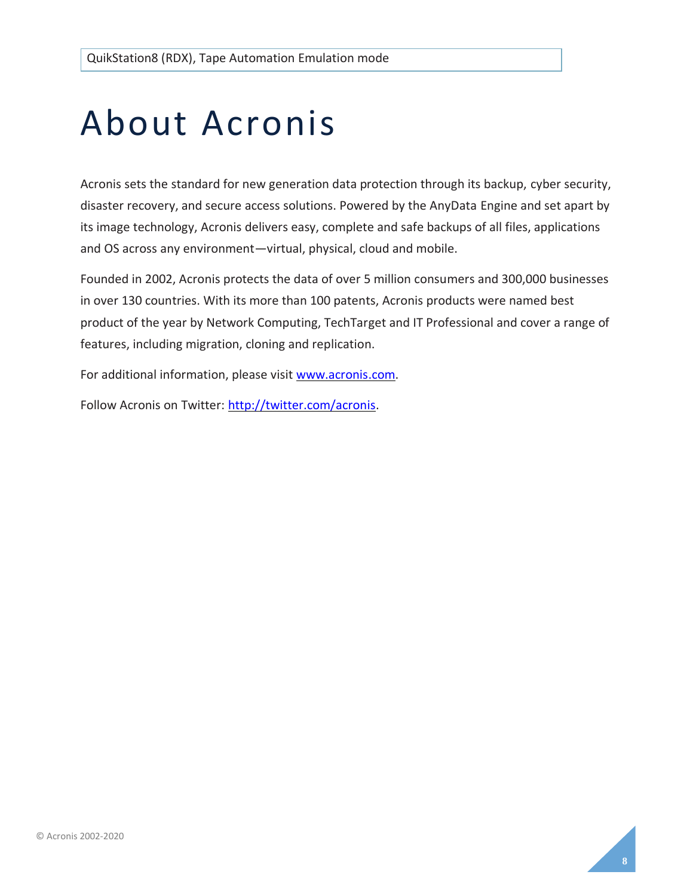# About Acronis

Acronis sets the standard for new generation data protection through its backup, cyber security, disaster recovery, and secure access solutions. Powered by the AnyData Engine and set apart by its image technology, Acronis delivers easy, complete and safe backups of all files, applications and OS across any environment—virtual, physical, cloud and mobile.

Founded in 2002, Acronis protects the data of over 5 million consumers and 300,000 businesses in over 130 countries. With its more than 100 patents, Acronis products were named best product of the year by Network Computing, TechTarget and IT Professional and cover a range of features, including migration, cloning and replication.

For additional information, please visit www.acronis.com.

Follow Acronis on Twitter: http://twitter.com/acronis.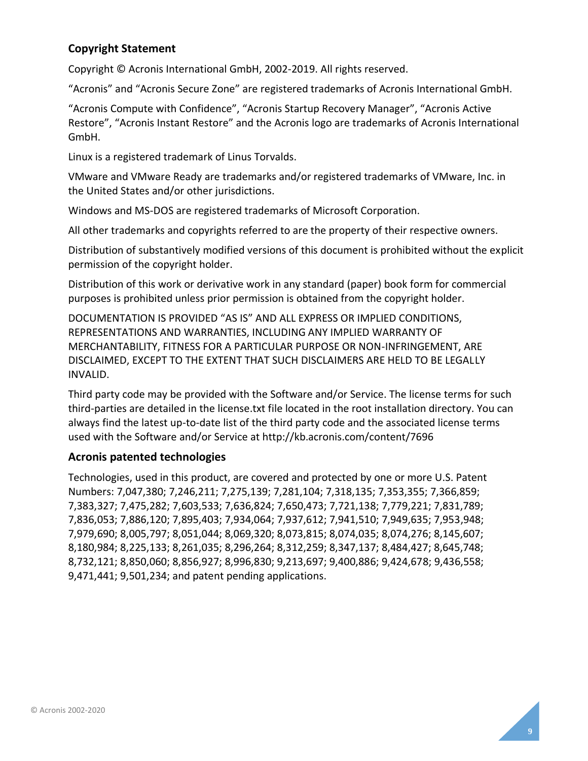## Copyright Statement

Copyright © Acronis International GmbH, 2002-2019. All rights reserved.

"Acronis" and "Acronis Secure Zone" are registered trademarks of Acronis International GmbH.

"Acronis Compute with Confidence", "Acronis Startup Recovery Manager", "Acronis Active Restore", "Acronis Instant Restore" and the Acronis logo are trademarks of Acronis International GmbH.

Linux is a registered trademark of Linus Torvalds.

VMware and VMware Ready are trademarks and/or registered trademarks of VMware, Inc. in the United States and/or other jurisdictions.

Windows and MS-DOS are registered trademarks of Microsoft Corporation.

All other trademarks and copyrights referred to are the property of their respective owners.

Distribution of substantively modified versions of this document is prohibited without the explicit permission of the copyright holder.

Distribution of this work or derivative work in any standard (paper) book form for commercial purposes is prohibited unless prior permission is obtained from the copyright holder.

DOCUMENTATION IS PROVIDED "AS IS" AND ALL EXPRESS OR IMPLIED CONDITIONS, REPRESENTATIONS AND WARRANTIES, INCLUDING ANY IMPLIED WARRANTY OF MERCHANTABILITY, FITNESS FOR A PARTICULAR PURPOSE OR NON-INFRINGEMENT, ARE DISCLAIMED, EXCEPT TO THE EXTENT THAT SUCH DISCLAIMERS ARE HELD TO BE LEGALLY INVALID.

Third party code may be provided with the Software and/or Service. The license terms for such third-parties are detailed in the license.txt file located in the root installation directory. You can always find the latest up-to-date list of the third party code and the associated license terms used with the Software and/or Service at http://kb.acronis.com/content/7696

## Acronis patented technologies

Technologies, used in this product, are covered and protected by one or more U.S. Patent Numbers: 7,047,380; 7,246,211; 7,275,139; 7,281,104; 7,318,135; 7,353,355; 7,366,859; 7,383,327; 7,475,282; 7,603,533; 7,636,824; 7,650,473; 7,721,138; 7,779,221; 7,831,789; 7,836,053; 7,886,120; 7,895,403; 7,934,064; 7,937,612; 7,941,510; 7,949,635; 7,953,948; 7,979,690; 8,005,797; 8,051,044; 8,069,320; 8,073,815; 8,074,035; 8,074,276; 8,145,607; 8,180,984; 8,225,133; 8,261,035; 8,296,264; 8,312,259; 8,347,137; 8,484,427; 8,645,748; 8,732,121; 8,850,060; 8,856,927; 8,996,830; 9,213,697; 9,400,886; 9,424,678; 9,436,558; 9,471,441; 9,501,234; and patent pending applications.